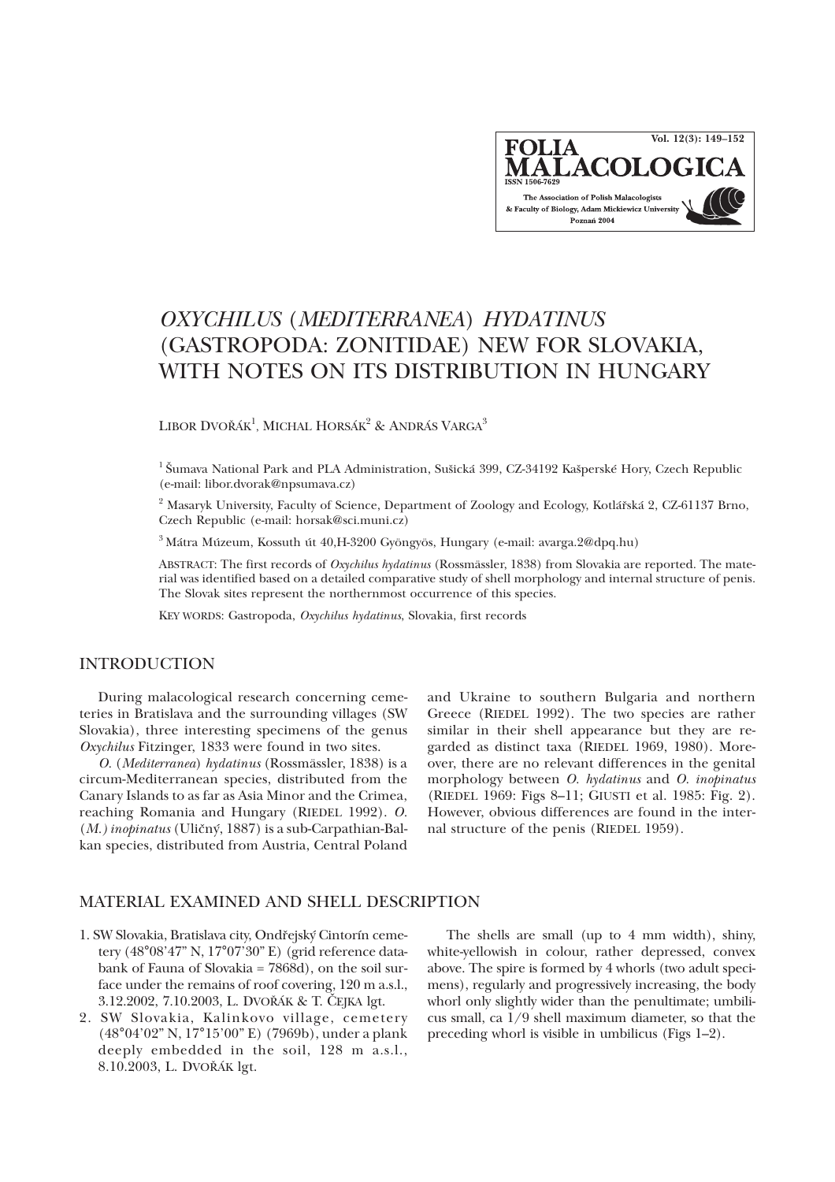# OXYCHILUS (MEDITERRANEA) HYDATINUS (GASTROPODA: ZONITIDAE) NEW FOR SLOVAKIA, WITH NOTES ON ITS DISTRIBUTION IN HUNGARY

LIBOR DVOŘÁK[1], MICHAL HORSÁK[2] & ANDRÁS VARGA[3]

[1] Šumava National Park and PLA Administration, Sušická 399, CZ-34192 Kašperské Hory, Czech Republic (e-mail: libor.dvorak@npsumava.cz)

[2] Masaryk University, Faculty of Science, Department of Zoology and Ecology, Kotlářská 2, CZ-61137 Brno, Czech Republic (e-mail: horsak@sci.muni.cz)

[3] Mátra Múzeum, Kossuth út 40,H-3200 Gyöngyös, Hungary (e-mail: avarga.2@dpq.hu)

ABSTRACT: The first records of *Oxychilus hydatinus* (Rossmässler, 1838) from Slovakia are reported. The material was identified based on a detailed comparative study of shell morphology and internal structure of penis. The Slovak sites represent the northernmost occurrence of this species.

KEY WORDS: Gastropoda, *Oxychilus hydatinus*, Slovakia, first records

## INTRODUCTION

During malacological research concerning cemeteries in Bratislava and the surrounding villages (SW Slovakia), three interesting specimens of the genus *Oxychilus* Fitzinger, 1833 were found in two sites.

*O.* (*Mediterranea*) *hydatinus* (Rossmässler, 1838) is a circum-Mediterranean species, distributed from the Canary Islands to as far as Asia Minor and the Crimea, reaching Romania and Hungary (RIEDEL 1992). *O.* (*M.) inopinatus* (Uličný, 1887) is a sub-Carpathian-Balkan species, distributed from Austria, Central Poland and Ukraine to southern Bulgaria and northern Greece (RIEDEL 1992). The two species are rather similar in their shell appearance but they are regarded as distinct taxa (RIEDEL 1969, 1980). Moreover, there are no relevant differences in the genital morphology between *O. hydatinus* and *O. inopinatus* (RIEDEL 1969: Figs 8–11; GIUSTI et al. 1985: Fig. 2). However, obvious differences are found in the internal structure of the penis (RIEDEL 1959).

## MATERIAL EXAMINED AND SHELL DESCRIPTION

1. SW Slovakia, Bratislava city, Ondřejský Cintorín cemetery (48°08'47" N, 17°07'30" E) (grid reference databank of Fauna of Slovakia = 7868d), on the soil surface under the remains of roof covering, 120 m a.s.l., 3.12.2002, 7.10.2003, L. DVOŘÁK & T. ČEJKA lgt.
2. SW Slovakia, Kalinkovo village, cemetery (48°04'02" N, 17°15'00" E) (7969b), under a plank deeply embedded in the soil, 128 m a.s.l., 8.10.2003, L. DVOŘÁK lgt.

The shells are small (up to 4 mm width), shiny, white-yellowish in colour, rather depressed, convex above. The spire is formed by 4 whorls (two adult specimens), regularly and progressively increasing, the body whorl only slightly wider than the penultimate; umbilicus small, ca 1/9 shell maximum diameter, so that the preceding whorl is visible in umbilicus (Figs 1–2).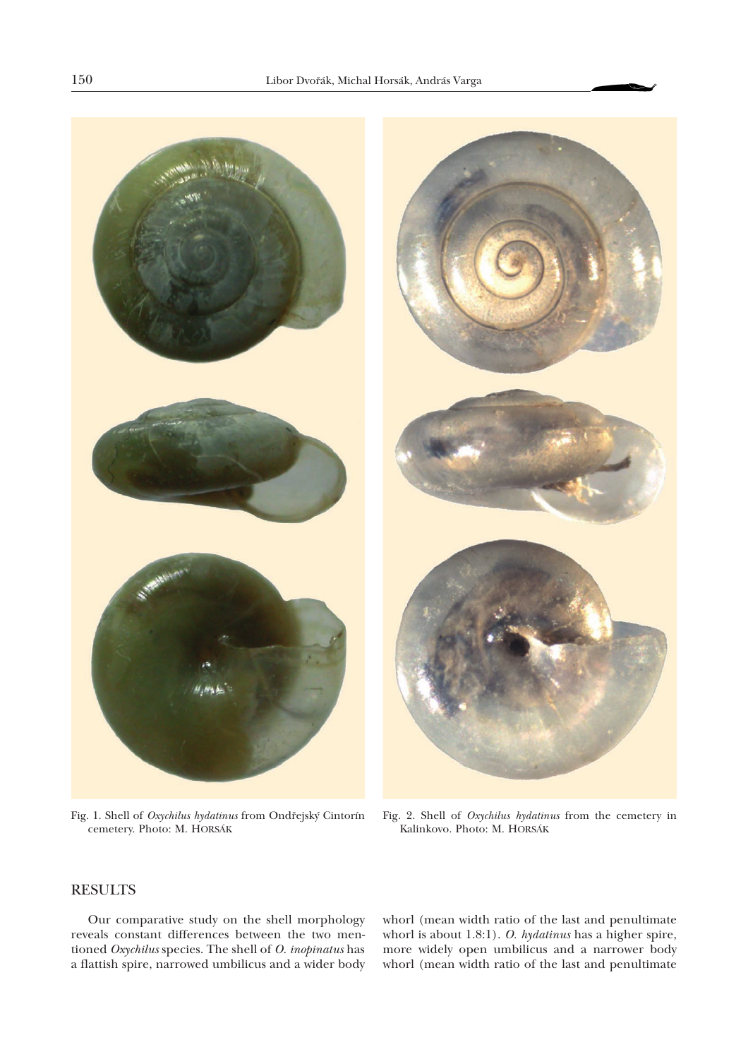Fig. 1. Shell of *Oxychilus hydatinus* from Ondřejský Cintorín cemetery. Photo: M. HORSÁK

Fig. 2. Shell of *Oxychilus hydatinus* from the cemetery in Kalinkovo. Photo: M. HORSÁK

## RESULTS

Our comparative study on the shell morphology reveals constant differences between the two mentioned *Oxychilus* species. The shell of *O. inopinatus* has a flattish spire, narrowed umbilicus and a wider body whorl (mean width ratio of the last and penultimate whorl is about 1.8:1). *O. hydatinus* has a higher spire, more widely open umbilicus and a narrower body whorl (mean width ratio of the last and penultimate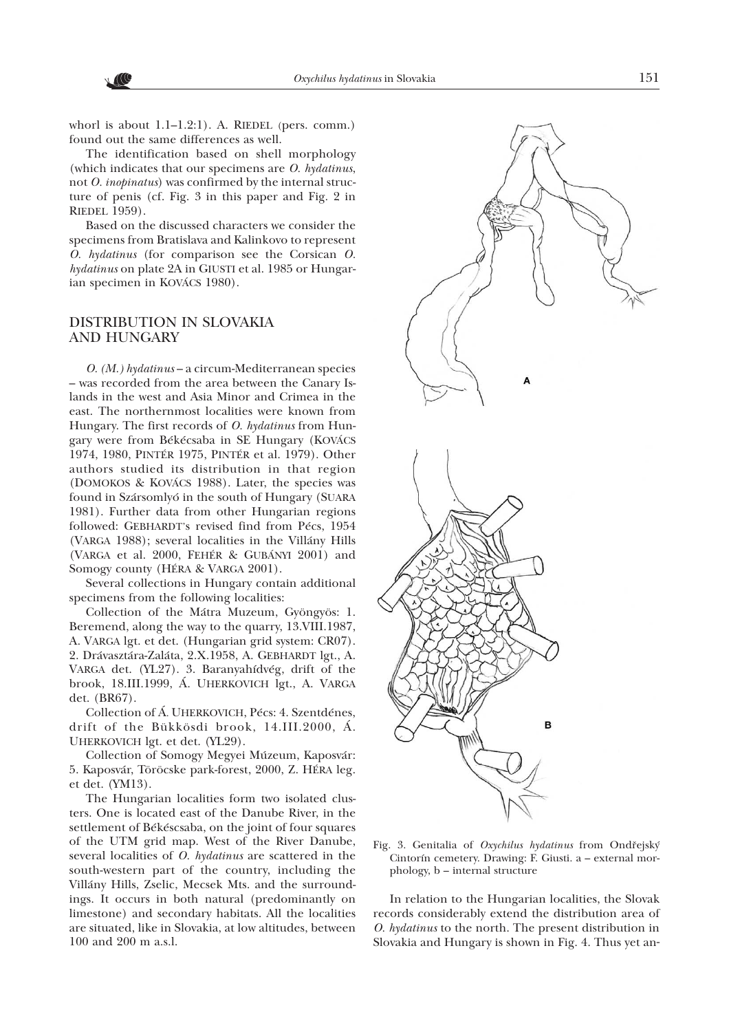whorl is about 1.1–1.2:1). A. RIEDEL (pers. comm.) found out the same differences as well.

The identification based on shell morphology (which indicates that our specimens are *O. hydatinus*, not *O. inopinatus*) was confirmed by the internal structure of penis (cf. Fig. 3 in this paper and Fig. 2 in RIEDEL 1959).

Based on the discussed characters we consider the specimens from Bratislava and Kalinkovo to represent *O. hydatinus* (for comparison see the Corsican *O. hydatinus* on plate 2A in GIUSTI et al. 1985 or Hungarian specimen in KOVÁCS 1980).

## DISTRIBUTION IN SLOVAKIA AND HUNGARY

*O. (M.) hydatinus* – a circum-Mediterranean species – was recorded from the area between the Canary Islands in the west and Asia Minor and Crimea in the east. The northernmost localities were known from Hungary. The first records of *O. hydatinus* from Hungary were from Békécsaba in SE Hungary (KOVÁCS 1974, 1980, PINTÉR 1975, PINTÉR et al. 1979). Other authors studied its distribution in that region (DOMOKOS & KOVÁCS 1988). Later, the species was found in Szársomlyó in the south of Hungary (SUARA 1981). Further data from other Hungarian regions followed: GEBHARDT's revised find from Pécs, 1954 (VARGA 1988); several localities in the Villány Hills (VARGA et al. 2000, FEHÉR & GUBÁNYI 2001) and Somogy county (HÉRA & VARGA 2001).

Several collections in Hungary contain additional specimens from the following localities:

Collection of the Mátra Muzeum, Gyöngyös: 1. Beremend, along the way to the quarry, 13.VIII.1987, A. VARGA lgt. et det. (Hungarian grid system: CR07). 2. Drávasztára-Zaláta, 2.X.1958, A. GEBHARDT lgt., A. VARGA det. (YL27). 3. Baranyahídvég, drift of the brook, 18.III.1999, Á. UHERKOVICH lgt., A. VARGA det. (BR67).

Collection of Á. UHERKOVICH, Pécs: 4. Szentdénes, drift of the Bükkösdi brook, 14.III.2000, Á. UHERKOVICH lgt. et det. (YL29).

Collection of Somogy Megyei Múzeum, Kaposvár: 5. Kaposvár, Töröcske park-forest, 2000, Z. HÉRA leg. et det. (YM13).

The Hungarian localities form two isolated clusters. One is located east of the Danube River, in the settlement of Béséscsaba, on the joint of four squares of the UTM grid map. West of the River Danube, several localities of *O. hydatinus* are scattered in the south-western part of the country, including the Villány Hills, Zselic, Mecsek Mts. and the surroundings. It occurs in both natural (predominantly on limestone) and secondary habitats. All the localities are situated, like in Slovakia, at low altitudes, between 100 and 200 m a.s.l.

Fig. 3. Genitalia of *Oxychilus hydatinus* from Ondřejský Cintorín cemetery. Drawing: F. Giusti. a – external morphology, b – internal structure

In relation to the Hungarian localities, the Slovak records considerably extend the distribution area of *O. hydatinus* to the north. The present distribution in Slovakia and Hungary is shown in Fig. 4. Thus yet an-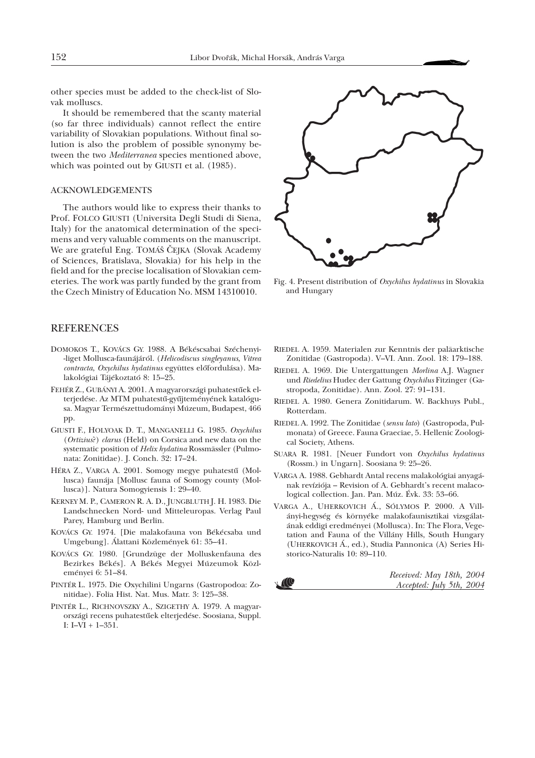other species must be added to the check-list of Slovak molluscs.

It should be remembered that the scanty material (so far three individuals) cannot reflect the entire variability of Slovakian populations. Without final solution is also the problem of possible synonymy between the two *Mediterranea* species mentioned above, which was pointed out by GIUSTI et al. (1985).

## ACKNOWLEDGEMENTS

The authors would like to express their thanks to Prof. FOLCO GIUSTI (Universita Degli Studi di Siena, Italy) for the anatomical determination of the specimens and very valuable comments on the manuscript. We are grateful Eng. TOMÁŠ ČEJKA (Slovak Academy of Sciences, Bratislava, Slovakia) for his help in the field and for the precise localisation of Slovakian cemeteries. The work was partly funded by the grant from the Czech Ministry of Education No. MSM 14310010.

Fig. 4. Present distribution of *Oxychilus hydatinus* in Slovakia and Hungary

## REFERENCES

DOMOKOS T., KOVÁCS GY. 1988. A Békéscsabai Széchenyi-liget Mollusca-faunájáról. (*Helicodiscus singleyanus*, *Vitrea contracta*, *Oxychilus hydatinus* együttes előfordulása). Malakológiai Tájékoztató 8: 15–25.

FEHÉR Z., GUBÁNYI A. 2001. A magyarországi puhatestűek elterjedése. Az MTM puhatestű-gyűjteményének katalógusa. Magyar Természettudományi Múzeum, Budapest, 466 pp.

GIUSTI F., HOLYOAK D. T., MANGANELLI G. 1985. *Oxychilus* (*Ortizius*?) *clarus* (Held) on Corsica and new data on the systematic position of *Helix hydatina* Rossmässler (Pulmonata: Zonitidae). J. Conch. 32: 17–24.

HÉRA Z., VARGA A. 2001. Somogy megye puhatestű (Mollusca) faunája [Mollusc fauna of Somogy county (Mollusca)]. Natura Somogyiensis 1: 29–40.

KERNEY M. P., CAMERON R. A. D., JUNGBLUTH J. H. 1983. Die Landschnecken Nord- und Mitteleuropas. Verlag Paul Parey, Hamburg und Berlin.

KOVÁCS GY. 1974. [Die malakofauna von Békécsaba und Umgebung]. Állattani Közlemények 61: 35–41.

KOVÁCS GY. 1980. [Grundzüge der Molluskenfauna des Bezirkes Békés]. A Békés Megyei Múzeumok Közleményei 6: 51–84.

PINTÉR L. 1975. Die Oxychilini Ungarns (Gastropodoa: Zonitidae). Folia Hist. Nat. Mus. Matr. 3: 125–38.

PINTÉR L., RICHNOVSZKY A., SZIGETHY A. 1979. A magyarországi recens puhatestűek elterjedése. Soosiana, Suppl. I: I–VI + 1–351.

RIEDEL A. 1959. Materialen zur Kenntnis der paläarktische Zonitidae (Gastropoda). V–VI. Ann. Zool. 18: 179–188.

RIEDEL A. 1969. Die Untergattungen *Morlina* A.J. Wagner und *Riedelius* Hudec der Gattung *Oxychilus* Fitzinger (Gastropoda, Zonitidae). Ann. Zool. 27: 91–131.

RIEDEL A. 1980. Genera Zonitidarum. W. Backhuys Publ., Rotterdam.

RIEDEL A. 1992. The Zonitidae (*sensu lato*) (Gastropoda, Pulmonata) of Greece. Fauna Graeciae, 5. Hellenic Zoological Society, Athens.

SUARA R. 1981. [Neuer Fundort von *Oxychilus hydatinus* (Rossm.) in Ungarn]. Soosiana 9: 25–26.

VARGA A. 1988. Gebhardt Antal recens malakológiai anyagának revíziója – Revision of A. Gebhardt's recent malacological collection. Jan. Pan. Múz. Évk. 33: 53–66.

VARGA A., UHERKOVICH Á., SÓLYMOS P. 2000. A Villányi-hegység és környéke malakofaunisztikai vizsgálatának eddigi eredményei (Mollusca). In: The Flora, Vegetation and Fauna of the Villány Hills, South Hungary (UHERKOVICH Á., ed.), Studia Pannonica (A) Series Historico-Naturalis 10: 89–110.

*Received: May 18th, 2004*
*Accepted: July 5th, 2004*